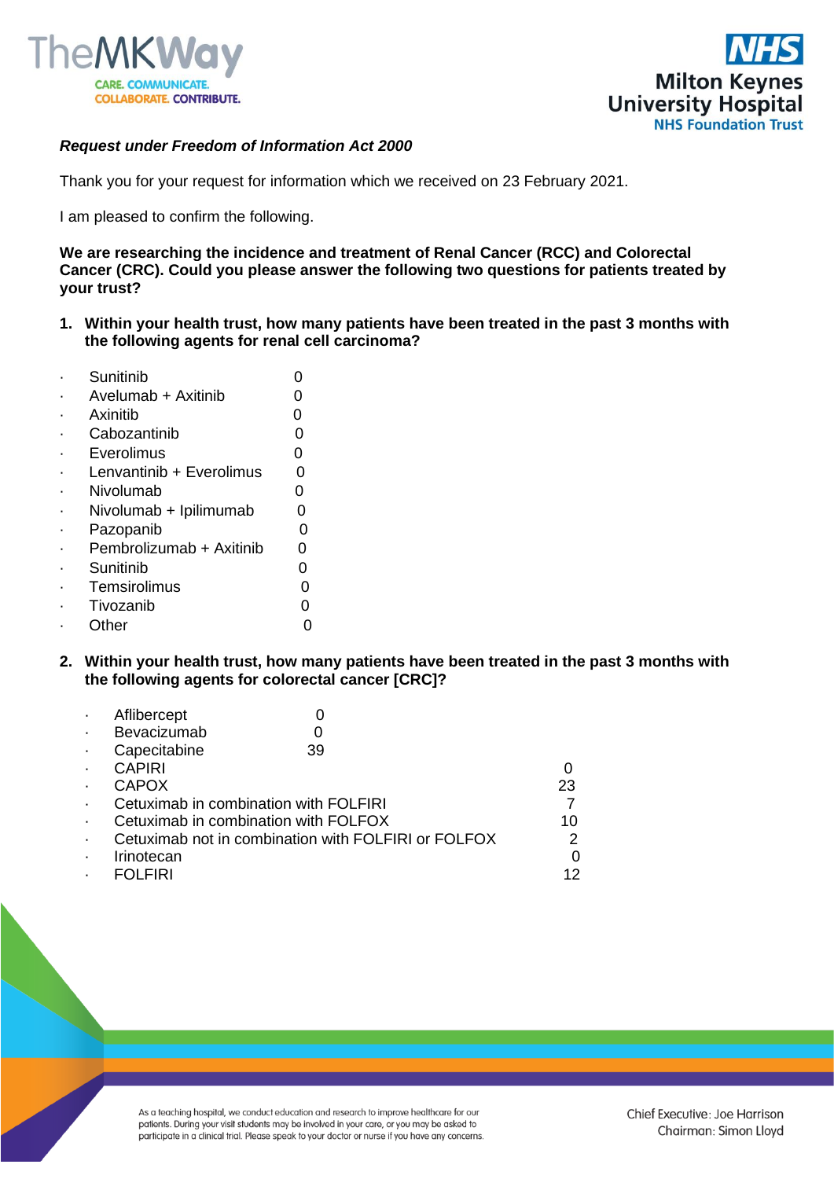*Request under Freedom of Information Act 2000*

Thank you for your request for information which we received on 23 February 2021.

I am pleased to confirm the following.

**We are researching the incidence and treatment of Renal Cancer (RCC) and Colorectal Cancer (CRC). Could you please answer the following two questions for patients treated by your trust?**

1. **Within your health trust, how many patients have been treated in the past 3 months with the following agents for renal cell carcinoma?**

| Agent | Patients |
|---|---|
| Sunitinib | 0 |
| Avelumab + Axitinib | 0 |
| Axinitib | 0 |
| Cabozantinib | 0 |
| Everolimus | 0 |
| Lenvantinib + Everolimus | 0 |
| Nivolumab | 0 |
| Nivolumab + Ipilimumab | 0 |
| Pazopanib | 0 |
| Pembrolizumab + Axitinib | 0 |
| Sunitinib | 0 |
| Temsirolimus | 0 |
| Tivozanib | 0 |
| Other | 0 |

2. **Within your health trust, how many patients have been treated in the past 3 months with the following agents for colorectal cancer [CRC]?**

| Agent | Patients |
|---|---|
| Aflibercept | 0 |
| Bevacizumab | 0 |
| Capecitabine | 39 |
| CAPIRI | 0 |
| CAPOX | 23 |
| Cetuximab in combination with FOLFIRI | 7 |
| Cetuximab in combination with FOLFOX | 10 |
| Cetuximab not in combination with FOLFIRI or FOLFOX | 2 |
| Irinotecan | 0 |
| FOLFIRI | 12 |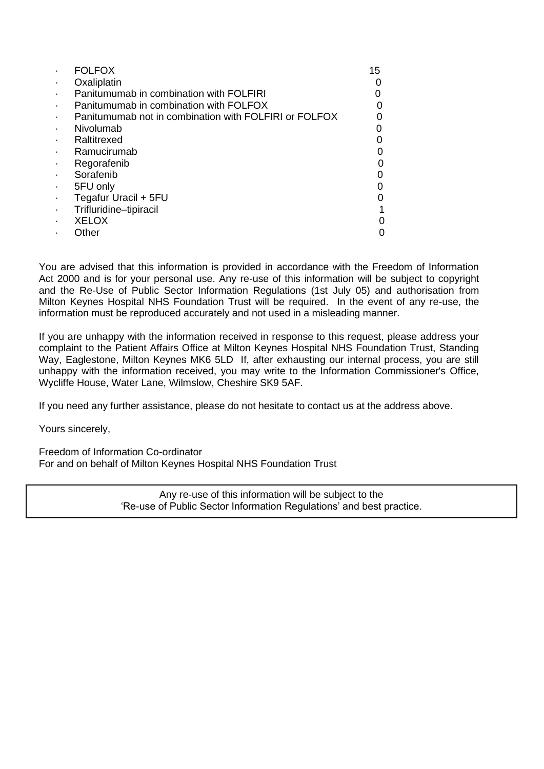| | |
|---|---|
| FOLFOX | 15 |
| Oxaliplatin | 0 |
| Panitumumab in combination with FOLFIRI | 0 |
| Panitumumab in combination with FOLFOX | 0 |
| Panitumumab not in combination with FOLFIRI or FOLFOX | 0 |
| Nivolumab | 0 |
| Raltitrexed | 0 |
| Ramucirumab | 0 |
| Regorafenib | 0 |
| Sorafenib | 0 |
| 5FU only | 0 |
| Tegafur Uracil + 5FU | 0 |
| Trifluridine–tipiracil | 1 |
| XELOX | 0 |
| Other | 0 |

You are advised that this information is provided in accordance with the Freedom of Information Act 2000 and is for your personal use. Any re-use of this information will be subject to copyright and the Re-Use of Public Sector Information Regulations (1st July 05) and authorisation from Milton Keynes Hospital NHS Foundation Trust will be required. In the event of any re-use, the information must be reproduced accurately and not used in a misleading manner.

If you are unhappy with the information received in response to this request, please address your complaint to the Patient Affairs Office at Milton Keynes Hospital NHS Foundation Trust, Standing Way, Eaglestone, Milton Keynes MK6 5LD If, after exhausting our internal process, you are still unhappy with the information received, you may write to the Information Commissioner's Office, Wycliffe House, Water Lane, Wilmslow, Cheshire SK9 5AF.

If you need any further assistance, please do not hesitate to contact us at the address above.

Yours sincerely,

Freedom of Information Co-ordinator
For and on behalf of Milton Keynes Hospital NHS Foundation Trust

Any re-use of this information will be subject to the 'Re-use of Public Sector Information Regulations' and best practice.